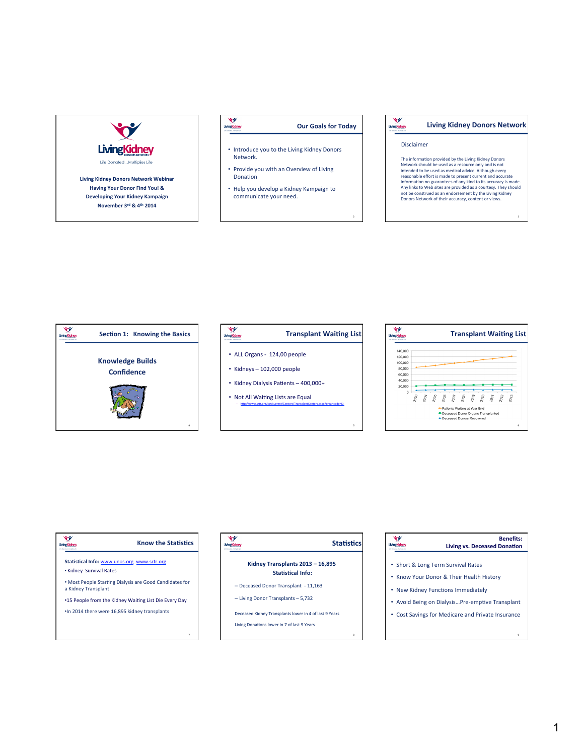## Slide 1

Living Kidney Donors Network

Life Donated…Multiplies Life

**Living Kidney Donors Network Webinar**
**Having Your Donor Find You! &**
**Developing Your Kidney Kampaign**
**November 3rd & 4th 2014**

## Slide 2: Our Goals for Today

- Introduce you to the Living Kidney Donors Network.
- Provide you with an Overview of Living Donation
- Help you develop a Kidney Kampaign to communicate your need.

## Slide 3: Living Kidney Donors Network

Disclaimer

The information provided by the Living Kidney Donors Network should be used as a resource only and is not intended to be used as medical advice. Although every reasonable effort is made to present current and accurate information no guarantees of any kind to its accuracy is made. Any links to Web sites are provided as a courtesy. They should not be construed as an endorsement by the Living Kidney Donors Network of their accuracy, content or views.

## Slide 4: Section 1: Knowing the Basics

**Knowledge Builds Confidence**

## Slide 5: Transplant Waiting List

- ALL Organs - 124,00 people
- Kidneys – 102,000 people
- Kidney Dialysis Patients – 400,000+
- Not All Waiting Lists are Equal
  - http://www.srtr.org/csr/current/Centers/TransplantCenters.aspx?organcode=KI

## Slide 6: Transplant Waiting List

Chart: y-axis 0 to 140,000; x-axis 2003–2013

- Patients Waiting at Year End
- Deceased Donor Organs Transplanted
- Deceased Donors Recovered

## Slide 7: Know the Statistics

**Statistical Info:** www.unos.org www.srtr.org

- Kidney Survival Rates
- Most People Starting Dialysis are Good Candidates for a Kidney Transplant
- 15 People from the Kidney Waiting List Die Every Day
- In 2014 there were 16,895 kidney transplants

## Slide 8: Statistics

**Kidney Transplants 2013 – 16,895**
**Statistical Info:**

- Deceased Donor Transplant - 11,163
- Living Donor Transplants – 5,732

Deceased Kidney Transplants lower in 4 of last 9 Years

Living Donations lower in 7 of last 9 Years

## Slide 9: Benefits: Living vs. Deceased Donation

- Short & Long Term Survival Rates
- Know Your Donor & Their Health History
- New Kidney Functions Immediately
- Avoid Being on Dialysis…Pre-emptive Transplant
- Cost Savings for Medicare and Private Insurance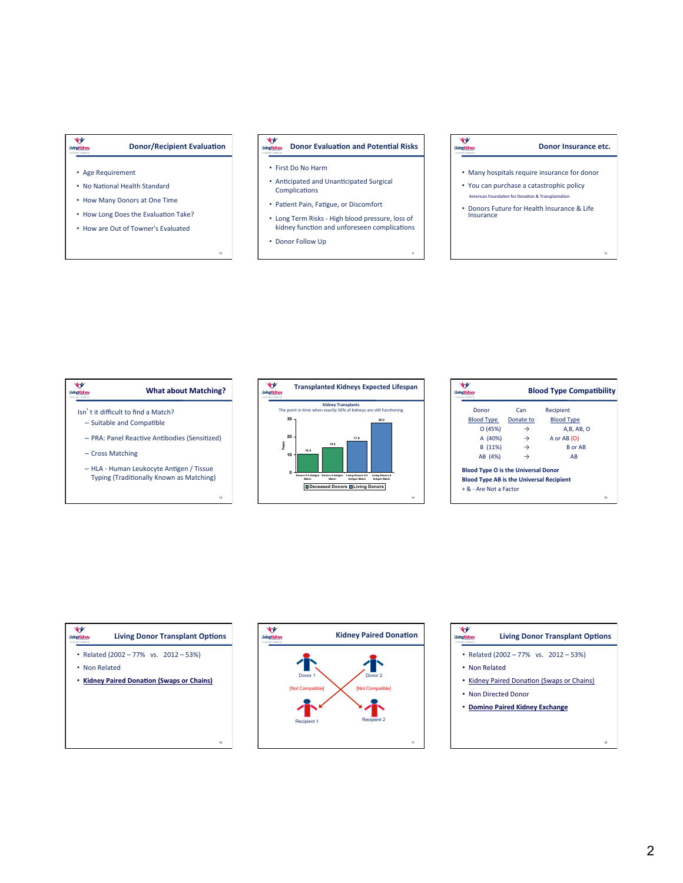## Donor/Recipient Evaluation

- Age Requirement
- No National Health Standard
- How Many Donors at One Time
- How Long Does the Evaluation Take?
- How are Out of Towner's Evaluated

## Donor Evaluation and Potential Risks

- First Do No Harm
- Anticipated and Unanticipated Surgical Complications
- Patient Pain, Fatigue, or Discomfort
- Long Term Risks - High blood pressure, loss of kidney function and unforeseen complications
- Donor Follow Up

## Donor Insurance etc.

- Many hospitals require insurance for donor
- You can purchase a catastrophic policy

  American Foundation for Donation & Transplantation
- Donors Future for Health Insurance & Life Insurance

## What about Matching?

Isn't it difficult to find a Match?

- Suitable and Compatible
- PRA: Panel Reactive Antibodies (Sensitized)
- Cross Matching
- HLA - Human Leukocyte Antigen / Tissue Typing (Traditionally Known as Matching)

## Transplanted Kidneys Expected Lifespan

Kidney Transplants

The point in time when exactly 50% of kidneys are still functioning

| | Years |
|---|---|
| Donors 0-5 Antigen Match (Deceased Donors) | 10.5 |
| Donors 6 Antigen Match (Deceased Donors) | 14.2 |
| Living Donors 0-5 Antigen Match (Living Donors) | 17.8 |
| Living Donors 6 Antigen Match (Living Donors) | 28.0 |

## Blood Type Compatibility

| Donor Blood Type | Can Donate to | Recipient Blood Type |
|---|---|---|
| O (45%) | → | A,B, AB, O |
| A (40%) | → | A or AB (O) |
| B (11%) | → | B or AB |
| AB (4%) | → | AB |

**Blood Type O is the Universal Donor**

**Blood Type AB is the Universal Recipient**

+ & - Are Not a Factor

## Living Donor Transplant Options

- Related (2002 – 77% vs. 2012 – 53%)
- Non Related
- **Kidney Paired Donation (Swaps or Chains)**

## Kidney Paired Donation

Donor 1 [Not Compatible] → Recipient 2

Donor 2 [Not Compatible] → Recipient 1

## Living Donor Transplant Options

- Related (2002 – 77% vs. 2012 – 53%)
- Non Related
- Kidney Paired Donation (Swaps or Chains)
- Non Directed Donor
- **Domino Paired Kidney Exchange**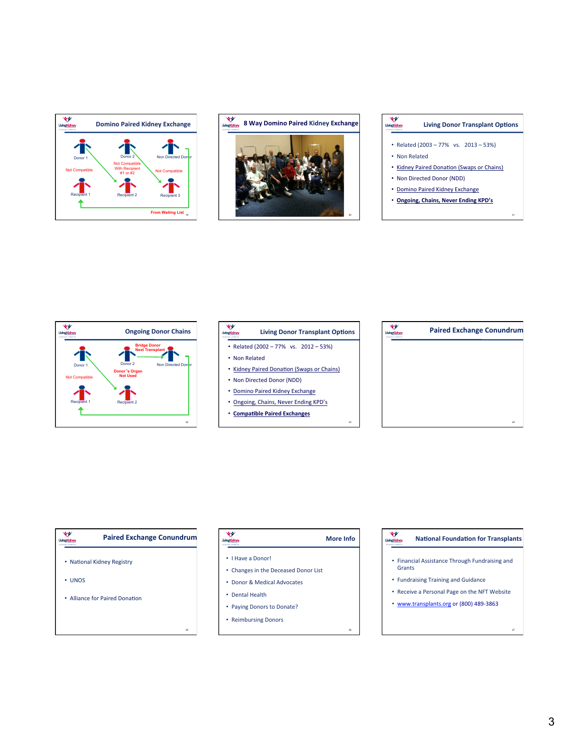## Domino Paired Kidney Exchange

Donor 1 — Donor 2 — Non Directed Donor

Not Compatible — Not Compatible With Recipient #1 or #2 — Not Compatible

Recipient 1 — Recipient 2 — Recipient 3

From Waiting List

## 8 Way Domino Paired Kidney Exchange

## Living Donor Transplant Options

- Related (2003 – 77% vs. 2013 – 53%)
- Non Related
- Kidney Paired Donation (Swaps or Chains)
- Non Directed Donor (NDD)
- Domino Paired Kidney Exchange
- **Ongoing, Chains, Never Ending KPD's**

## Ongoing Donor Chains

Donor 1 — Donor 2 — Bridge Donor Next Transplant — Non Directed Donor

Not Compatible — Donor 's Organ Not Used

Recipient 1 — Recipient 2

## Living Donor Transplant Options

- Related (2002 – 77% vs. 2012 – 53%)
- Non Related
- Kidney Paired Donation (Swaps or Chains)
- Non Directed Donor (NDD)
- Domino Paired Kidney Exchange
- Ongoing, Chains, Never Ending KPD's
- **Compatible Paired Exchanges**

## Paired Exchange Conundrum

## Paired Exchange Conundrum

- National Kidney Registry
- UNOS
- Alliance for Paired Donation

## More Info

- I Have a Donor!
- Changes in the Deceased Donor List
- Donor & Medical Advocates
- Dental Health
- Paying Donors to Donate?
- Reimbursing Donors

## National Foundation for Transplants

- Financial Assistance Through Fundraising and Grants
- Fundraising Training and Guidance
- Receive a Personal Page on the NFT Website
- www.transplants.org or (800) 489-3863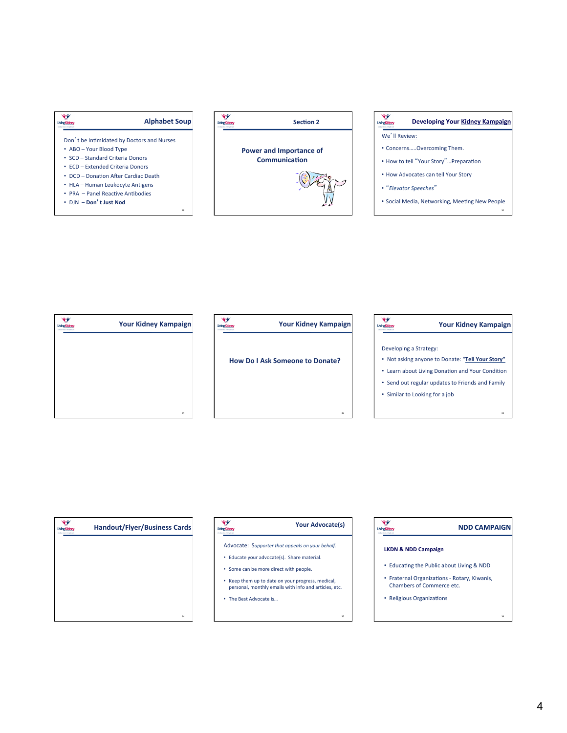## Alphabet Soup

Don't be Intimidated by Doctors and Nurses

- ABO – Your Blood Type
- SCD – Standard Criteria Donors
- ECD – Extended Criteria Donors
- DCD – Donation After Cardiac Death
- HLA – Human Leukocyte Antigens
- PRA – Panel Reactive Antibodies
- DJN – **Don't Just Nod**

## Section 2

**Power and Importance of Communication**

## Developing Your Kidney Kampaign

We'll Review:

- Concerns…..Overcoming Them.
- How to tell "Your Story"…Preparation
- How Advocates can tell Your Story
- "*Elevator Speeches*"
- Social Media, Networking, Meeting New People

## Your Kidney Kampaign

## Your Kidney Kampaign

**How Do I Ask Someone to Donate?**

## Your Kidney Kampaign

Developing a Strategy:

- Not asking anyone to Donate: **"Tell Your Story"**
- Learn about Living Donation and Your Condition
- Send out regular updates to Friends and Family
- Similar to Looking for a job

## Handout/Flyer/Business Cards

## Your Advocate(s)

Advocate: *Supporter that appeals on your behalf.*

- Educate your advocate(s). Share material.
- Some can be more direct with people.
- Keep them up to date on your progress, medical, personal, monthly emails with info and articles, etc.
- The Best Advocate is…

## NDD CAMPAIGN

**LKDN & NDD Campaign**

- Educating the Public about Living & NDD
- Fraternal Organizations - Rotary, Kiwanis, Chambers of Commerce etc.
- Religious Organizations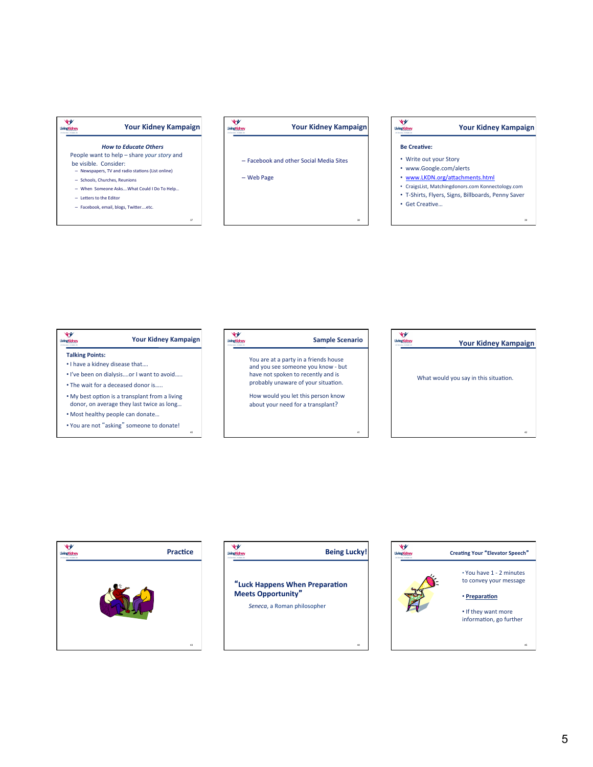## Your Kidney Kampaign

***How to Educate Others***

People want to help – share *your story* and be visible. Consider:

- Newspapers, TV and radio stations (List online)
- Schools, Churches, Reunions
- When Someone Asks….What Could I Do To Help…
- Letters to the Editor
- Facebook, email, blogs, Twitter….etc.

## Your Kidney Kampaign

- Facebook and other Social Media Sites
- Web Page

## Your Kidney Kampaign

**Be Creative:**

- Write out your Story
- www.Google.com/alerts
- www.LKDN.org/attachments.html
- CraigsList, Matchingdonors.com Konnectology.com
- T-Shirts, Flyers, Signs, Billboards, Penny Saver
- Get Creative…

## Your Kidney Kampaign

**Talking Points:**

- I have a kidney disease that….
- I've been on dialysis….or I want to avoid…..
- The wait for a deceased donor is…..
- My best option is a transplant from a living donor, on average they last twice as long…
- Most healthy people can donate…
- You are not "asking" someone to donate!

## Sample Scenario

You are at a party in a friends house and you see someone you know - but have not spoken to recently and is probably unaware of your situation.

How would you let this person know about your need for a transplant?

## Your Kidney Kampaign

What would you say in this situation.

## Practice

## Being Lucky!

**"Luck Happens When Preparation Meets Opportunity"**

*Seneca*, a Roman philosopher

## Creating Your "Elevator Speech"

- You have 1 - 2 minutes to convey your message
- **Preparation**
- If they want more information, go further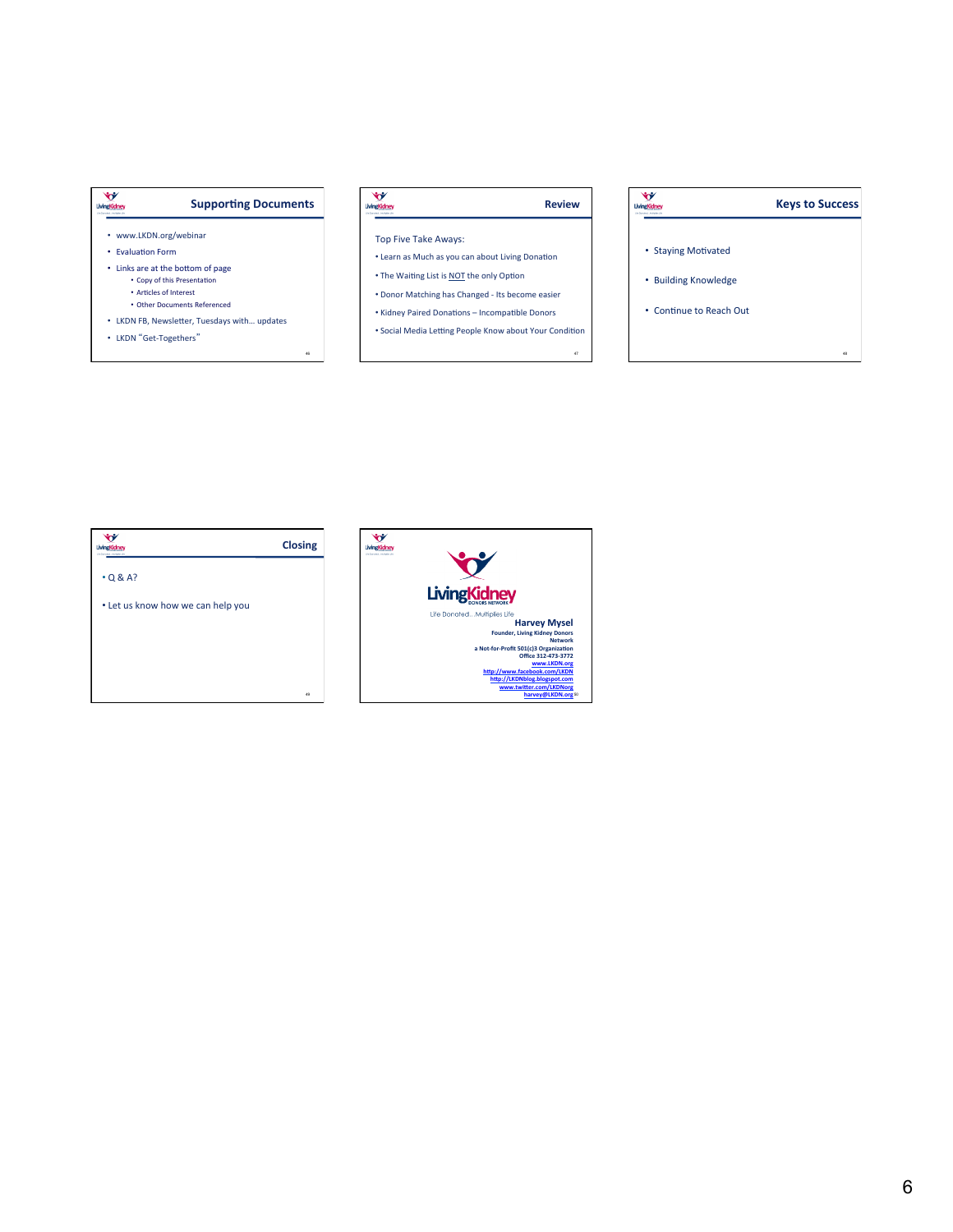## Supporting Documents

- www.LKDN.org/webinar
- Evaluation Form
- Links are at the bottom of page
  - Copy of this Presentation
  - Articles of Interest
  - Other Documents Referenced
- LKDN FB, Newsletter, Tuesdays with… updates
- LKDN "Get-Togethers"

## Review

Top Five Take Aways:

- Learn as Much as you can about Living Donation
- The Waiting List is NOT the only Option
- Donor Matching has Changed - Its become easier
- Kidney Paired Donations – Incompatible Donors
- Social Media Letting People Know about Your Condition

## Keys to Success

- Staying Motivated
- Building Knowledge
- Continue to Reach Out

## Closing

- Q & A?
- Let us know how we can help you

LivingKidney DONORS NETWORK

Life Donated…Multiplies Life

**Harvey Mysel**

**Founder, Living Kidney Donors Network**

**a Not-for-Profit 501(c)3 Organization**

**Office 312-473-3772**

**www.LKDN.org**

**http://www.facebook.com/LKDN**

**http://LKDNblog.blogspot.com**

**www.twitter.com/LKDNorg**

**harvey@LKDN.org**